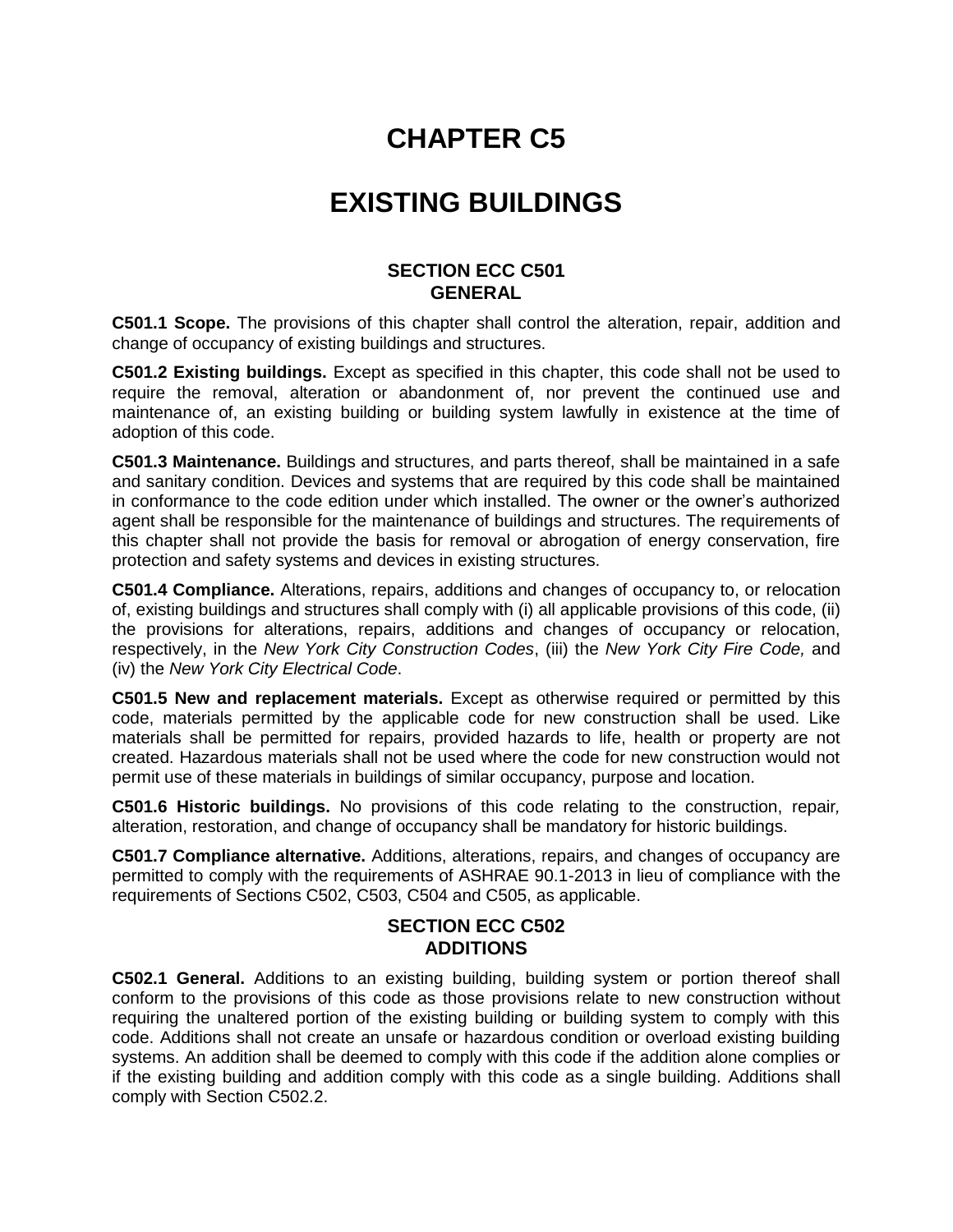# CHAPTER C5

# EXISTING BUILDINGS

## SECTION ECC C501
## GENERAL

**C501.1 Scope.** The provisions of this chapter shall control the alteration, repair, addition and change of occupancy of existing buildings and structures.

**C501.2 Existing buildings.** Except as specified in this chapter, this code shall not be used to require the removal, alteration or abandonment of, nor prevent the continued use and maintenance of, an existing building or building system lawfully in existence at the time of adoption of this code.

**C501.3 Maintenance.** Buildings and structures, and parts thereof, shall be maintained in a safe and sanitary condition. Devices and systems that are required by this code shall be maintained in conformance to the code edition under which installed. The owner or the owner's authorized agent shall be responsible for the maintenance of buildings and structures. The requirements of this chapter shall not provide the basis for removal or abrogation of energy conservation, fire protection and safety systems and devices in existing structures.

**C501.4 Compliance.** Alterations, repairs, additions and changes of occupancy to, or relocation of, existing buildings and structures shall comply with (i) all applicable provisions of this code, (ii) the provisions for alterations, repairs, additions and changes of occupancy or relocation, respectively, in the *New York City Construction Codes*, (iii) the *New York City Fire Code,* and (iv) the *New York City Electrical Code*.

**C501.5 New and replacement materials.** Except as otherwise required or permitted by this code, materials permitted by the applicable code for new construction shall be used. Like materials shall be permitted for repairs, provided hazards to life, health or property are not created. Hazardous materials shall not be used where the code for new construction would not permit use of these materials in buildings of similar occupancy, purpose and location.

**C501.6 Historic buildings.** No provisions of this code relating to the construction, repair*,* alteration, restoration, and change of occupancy shall be mandatory for historic buildings.

**C501.7 Compliance alternative.** Additions, alterations, repairs, and changes of occupancy are permitted to comply with the requirements of ASHRAE 90.1-2013 in lieu of compliance with the requirements of Sections C502, C503, C504 and C505, as applicable.

## SECTION ECC C502
## ADDITIONS

**C502.1 General.** Additions to an existing building, building system or portion thereof shall conform to the provisions of this code as those provisions relate to new construction without requiring the unaltered portion of the existing building or building system to comply with this code. Additions shall not create an unsafe or hazardous condition or overload existing building systems. An addition shall be deemed to comply with this code if the addition alone complies or if the existing building and addition comply with this code as a single building. Additions shall comply with Section C502.2.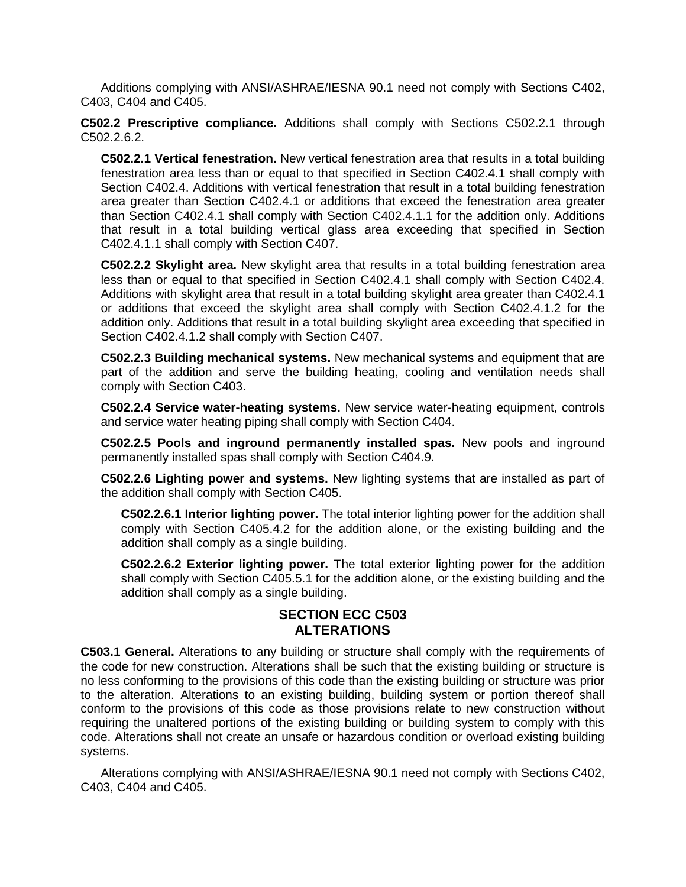Additions complying with ANSI/ASHRAE/IESNA 90.1 need not comply with Sections C402, C403, C404 and C405.

**C502.2 Prescriptive compliance.** Additions shall comply with Sections C502.2.1 through C502.2.6.2.

**C502.2.1 Vertical fenestration.** New vertical fenestration area that results in a total building fenestration area less than or equal to that specified in Section C402.4.1 shall comply with Section C402.4. Additions with vertical fenestration that result in a total building fenestration area greater than Section C402.4.1 or additions that exceed the fenestration area greater than Section C402.4.1 shall comply with Section C402.4.1.1 for the addition only. Additions that result in a total building vertical glass area exceeding that specified in Section C402.4.1.1 shall comply with Section C407.

**C502.2.2 Skylight area.** New skylight area that results in a total building fenestration area less than or equal to that specified in Section C402.4.1 shall comply with Section C402.4. Additions with skylight area that result in a total building skylight area greater than C402.4.1 or additions that exceed the skylight area shall comply with Section C402.4.1.2 for the addition only. Additions that result in a total building skylight area exceeding that specified in Section C402.4.1.2 shall comply with Section C407.

**C502.2.3 Building mechanical systems.** New mechanical systems and equipment that are part of the addition and serve the building heating, cooling and ventilation needs shall comply with Section C403.

**C502.2.4 Service water-heating systems.** New service water-heating equipment, controls and service water heating piping shall comply with Section C404.

**C502.2.5 Pools and inground permanently installed spas.** New pools and inground permanently installed spas shall comply with Section C404.9.

**C502.2.6 Lighting power and systems.** New lighting systems that are installed as part of the addition shall comply with Section C405.

**C502.2.6.1 Interior lighting power.** The total interior lighting power for the addition shall comply with Section C405.4.2 for the addition alone, or the existing building and the addition shall comply as a single building.

**C502.2.6.2 Exterior lighting power.** The total exterior lighting power for the addition shall comply with Section C405.5.1 for the addition alone, or the existing building and the addition shall comply as a single building.

## SECTION ECC C503
## ALTERATIONS

**C503.1 General.** Alterations to any building or structure shall comply with the requirements of the code for new construction. Alterations shall be such that the existing building or structure is no less conforming to the provisions of this code than the existing building or structure was prior to the alteration. Alterations to an existing building, building system or portion thereof shall conform to the provisions of this code as those provisions relate to new construction without requiring the unaltered portions of the existing building or building system to comply with this code. Alterations shall not create an unsafe or hazardous condition or overload existing building systems.

Alterations complying with ANSI/ASHRAE/IESNA 90.1 need not comply with Sections C402, C403, C404 and C405.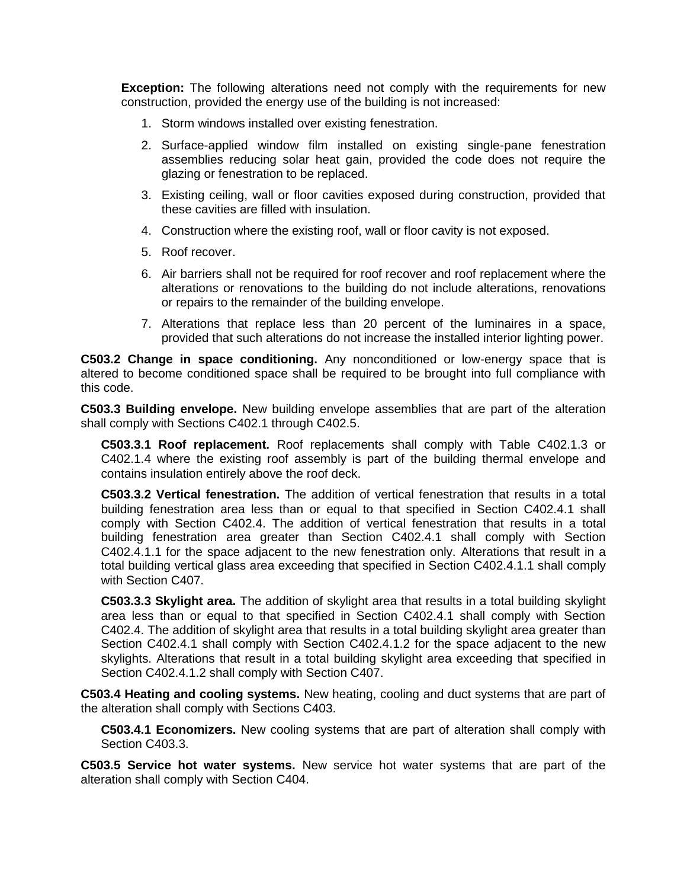**Exception:** The following alterations need not comply with the requirements for new construction, provided the energy use of the building is not increased:

1. Storm windows installed over existing fenestration.
2. Surface-applied window film installed on existing single-pane fenestration assemblies reducing solar heat gain, provided the code does not require the glazing or fenestration to be replaced.
3. Existing ceiling, wall or floor cavities exposed during construction, provided that these cavities are filled with insulation.
4. Construction where the existing roof, wall or floor cavity is not exposed.
5. Roof recover.
6. Air barriers shall not be required for roof recover and roof replacement where the alterations or renovations to the building do not include alterations, renovations or repairs to the remainder of the building envelope.
7. Alterations that replace less than 20 percent of the luminaires in a space, provided that such alterations do not increase the installed interior lighting power.

**C503.2 Change in space conditioning.** Any nonconditioned or low-energy space that is altered to become conditioned space shall be required to be brought into full compliance with this code.

**C503.3 Building envelope.** New building envelope assemblies that are part of the alteration shall comply with Sections C402.1 through C402.5.

**C503.3.1 Roof replacement.** Roof replacements shall comply with Table C402.1.3 or C402.1.4 where the existing roof assembly is part of the building thermal envelope and contains insulation entirely above the roof deck.

**C503.3.2 Vertical fenestration.** The addition of vertical fenestration that results in a total building fenestration area less than or equal to that specified in Section C402.4.1 shall comply with Section C402.4. The addition of vertical fenestration that results in a total building fenestration area greater than Section C402.4.1 shall comply with Section C402.4.1.1 for the space adjacent to the new fenestration only. Alterations that result in a total building vertical glass area exceeding that specified in Section C402.4.1.1 shall comply with Section C407.

**C503.3.3 Skylight area.** The addition of skylight area that results in a total building skylight area less than or equal to that specified in Section C402.4.1 shall comply with Section C402.4. The addition of skylight area that results in a total building skylight area greater than Section C402.4.1 shall comply with Section C402.4.1.2 for the space adjacent to the new skylights. Alterations that result in a total building skylight area exceeding that specified in Section C402.4.1.2 shall comply with Section C407.

**C503.4 Heating and cooling systems.** New heating, cooling and duct systems that are part of the alteration shall comply with Sections C403.

**C503.4.1 Economizers.** New cooling systems that are part of alteration shall comply with Section C403.3.

**C503.5 Service hot water systems.** New service hot water systems that are part of the alteration shall comply with Section C404.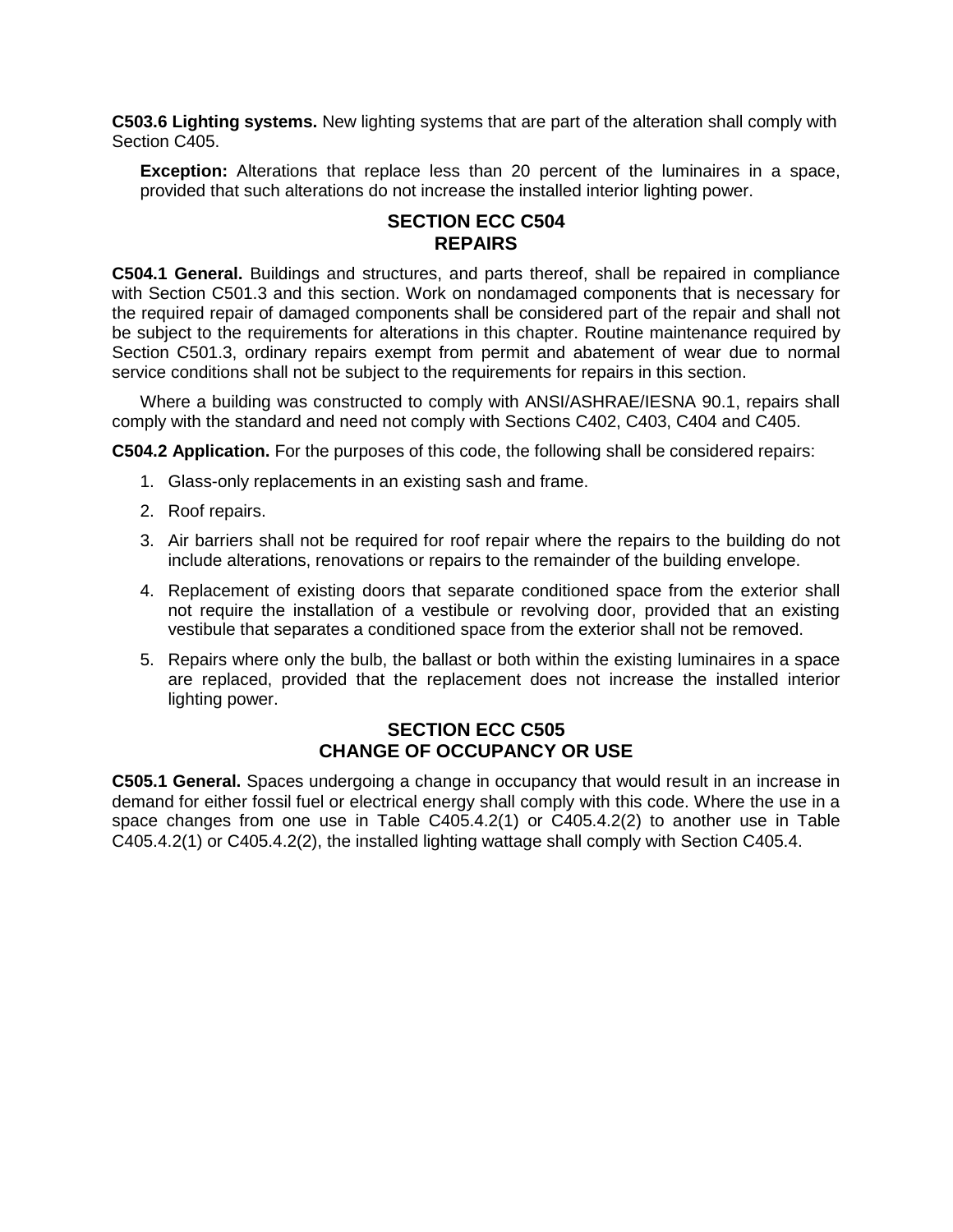**C503.6 Lighting systems.** New lighting systems that are part of the alteration shall comply with Section C405.

**Exception:** Alterations that replace less than 20 percent of the luminaires in a space, provided that such alterations do not increase the installed interior lighting power.

## SECTION ECC C504
## REPAIRS

**C504.1 General.** Buildings and structures, and parts thereof, shall be repaired in compliance with Section C501.3 and this section. Work on nondamaged components that is necessary for the required repair of damaged components shall be considered part of the repair and shall not be subject to the requirements for alterations in this chapter. Routine maintenance required by Section C501.3, ordinary repairs exempt from permit and abatement of wear due to normal service conditions shall not be subject to the requirements for repairs in this section.

Where a building was constructed to comply with ANSI/ASHRAE/IESNA 90.1, repairs shall comply with the standard and need not comply with Sections C402, C403, C404 and C405.

**C504.2 Application.** For the purposes of this code, the following shall be considered repairs:

1. Glass-only replacements in an existing sash and frame.
2. Roof repairs.
3. Air barriers shall not be required for roof repair where the repairs to the building do not include alterations, renovations or repairs to the remainder of the building envelope.
4. Replacement of existing doors that separate conditioned space from the exterior shall not require the installation of a vestibule or revolving door, provided that an existing vestibule that separates a conditioned space from the exterior shall not be removed.
5. Repairs where only the bulb, the ballast or both within the existing luminaires in a space are replaced, provided that the replacement does not increase the installed interior lighting power.

## SECTION ECC C505
## CHANGE OF OCCUPANCY OR USE

**C505.1 General.** Spaces undergoing a change in occupancy that would result in an increase in demand for either fossil fuel or electrical energy shall comply with this code. Where the use in a space changes from one use in Table C405.4.2(1) or C405.4.2(2) to another use in Table C405.4.2(1) or C405.4.2(2), the installed lighting wattage shall comply with Section C405.4.